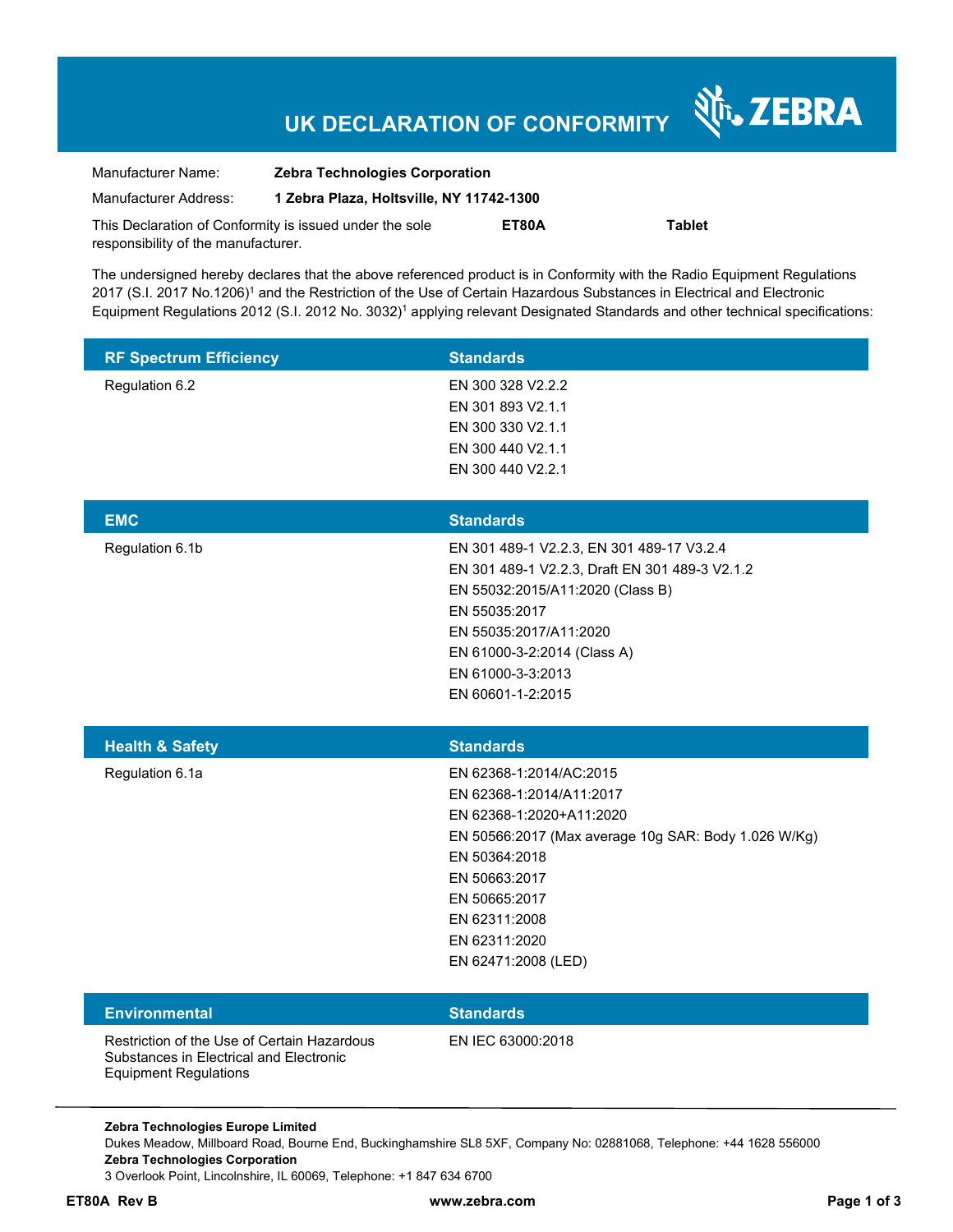# UK DECLARATION OF CONFORMITY

ZEBRA

Manufacturer Name: **Zebra Technologies Corporation**

Manufacturer Address: **1 Zebra Plaza, Holtsville, NY 11742-1300**

This Declaration of Conformity is issued under the sole responsibility of the manufacturer. **ET80A** **Tablet**

The undersigned hereby declares that the above referenced product is in Conformity with the Radio Equipment Regulations 2017 (S.I. 2017 No.1206)[1] and the Restriction of the Use of Certain Hazardous Substances in Electrical and Electronic Equipment Regulations 2012 (S.I. 2012 No. 3032)[1] applying relevant Designated Standards and other technical specifications:

| RF Spectrum Efficiency | Standards |
|---|---|
| Regulation 6.2 | EN 300 328 V2.2.2<br>EN 301 893 V2.1.1<br>EN 300 330 V2.1.1<br>EN 300 440 V2.1.1<br>EN 300 440 V2.2.1 |

| EMC | Standards |
|---|---|
| Regulation 6.1b | EN 301 489-1 V2.2.3, EN 301 489-17 V3.2.4<br>EN 301 489-1 V2.2.3, Draft EN 301 489-3 V2.1.2<br>EN 55032:2015/A11:2020 (Class B)<br>EN 55035:2017<br>EN 55035:2017/A11:2020<br>EN 61000-3-2:2014 (Class A)<br>EN 61000-3-3:2013<br>EN 60601-1-2:2015 |

| Health & Safety | Standards |
|---|---|
| Regulation 6.1a | EN 62368-1:2014/AC:2015<br>EN 62368-1:2014/A11:2017<br>EN 62368-1:2020+A11:2020<br>EN 50566:2017 (Max average 10g SAR: Body 1.026 W/Kg)<br>EN 50364:2018<br>EN 50663:2017<br>EN 50665:2017<br>EN 62311:2008<br>EN 62311:2020<br>EN 62471:2008 (LED) |

| Environmental | Standards |
|---|---|
| Restriction of the Use of Certain Hazardous Substances in Electrical and Electronic Equipment Regulations | EN IEC 63000:2018 |

**Zebra Technologies Europe Limited**
Dukes Meadow, Millboard Road, Bourne End, Buckinghamshire SL8 5XF, Company No: 02881068, Telephone: +44 1628 556000
**Zebra Technologies Corporation**
3 Overlook Point, Lincolnshire, IL 60069, Telephone: +1 847 634 6700

**ET80A Rev B** **www.zebra.com**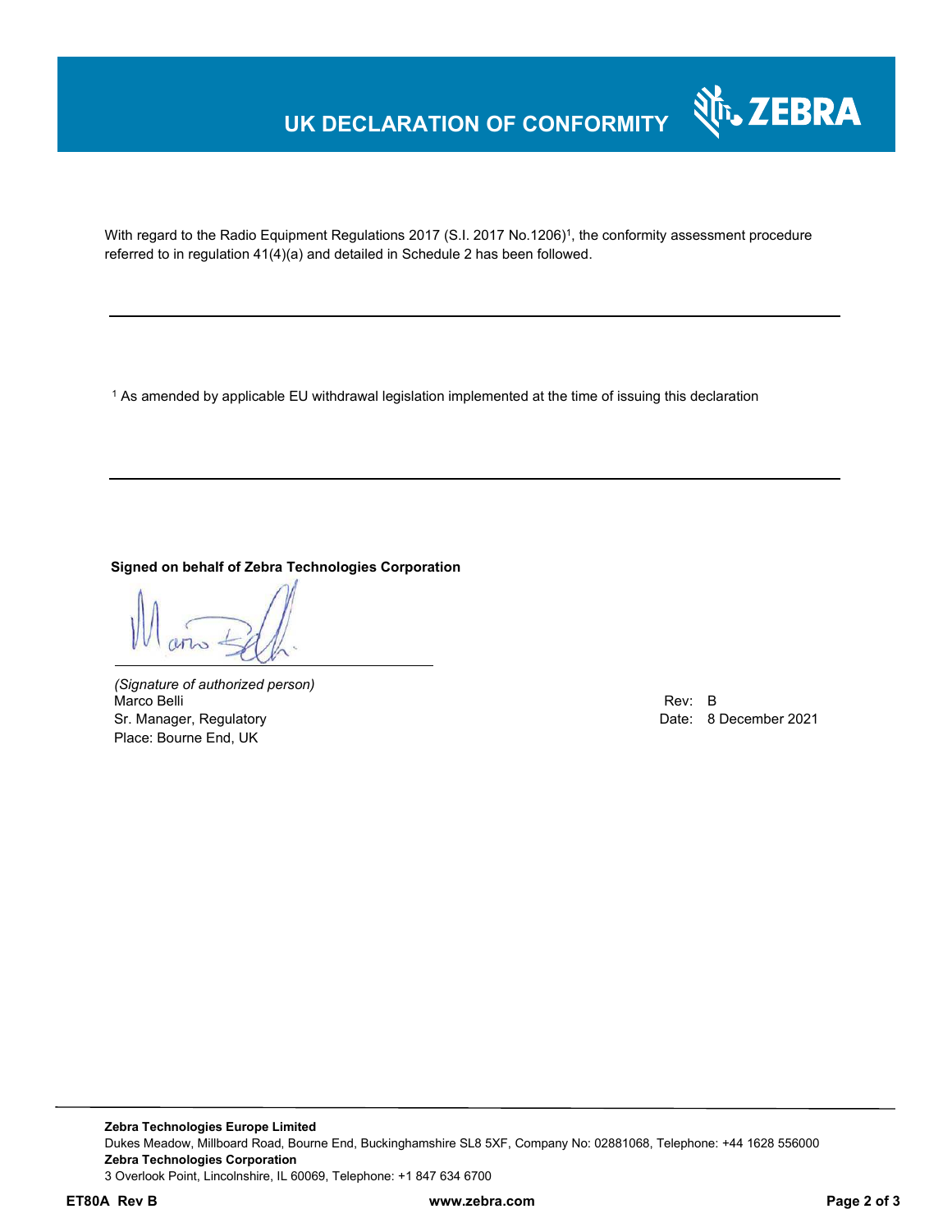# UK DECLARATION OF CONFORMITY

With regard to the Radio Equipment Regulations 2017 (S.I. 2017 No.1206)[1], the conformity assessment procedure referred to in regulation 41(4)(a) and detailed in Schedule 2 has been followed.

---

[1] As amended by applicable EU withdrawal legislation implemented at the time of issuing this declaration

---

**Signed on behalf of Zebra Technologies Corporation**

*(Signature of authorized person)*
Marco Belli
Sr. Manager, Regulatory
Place: Bourne End, UK

Rev: B
Date: 8 December 2021

**Zebra Technologies Europe Limited**
Dukes Meadow, Millboard Road, Bourne End, Buckinghamshire SL8 5XF, Company No: 02881068, Telephone: +44 1628 556000
**Zebra Technologies Corporation**
3 Overlook Point, Lincolnshire, IL 60069, Telephone: +1 847 634 6700

**ET80A Rev B** **www.zebra.com**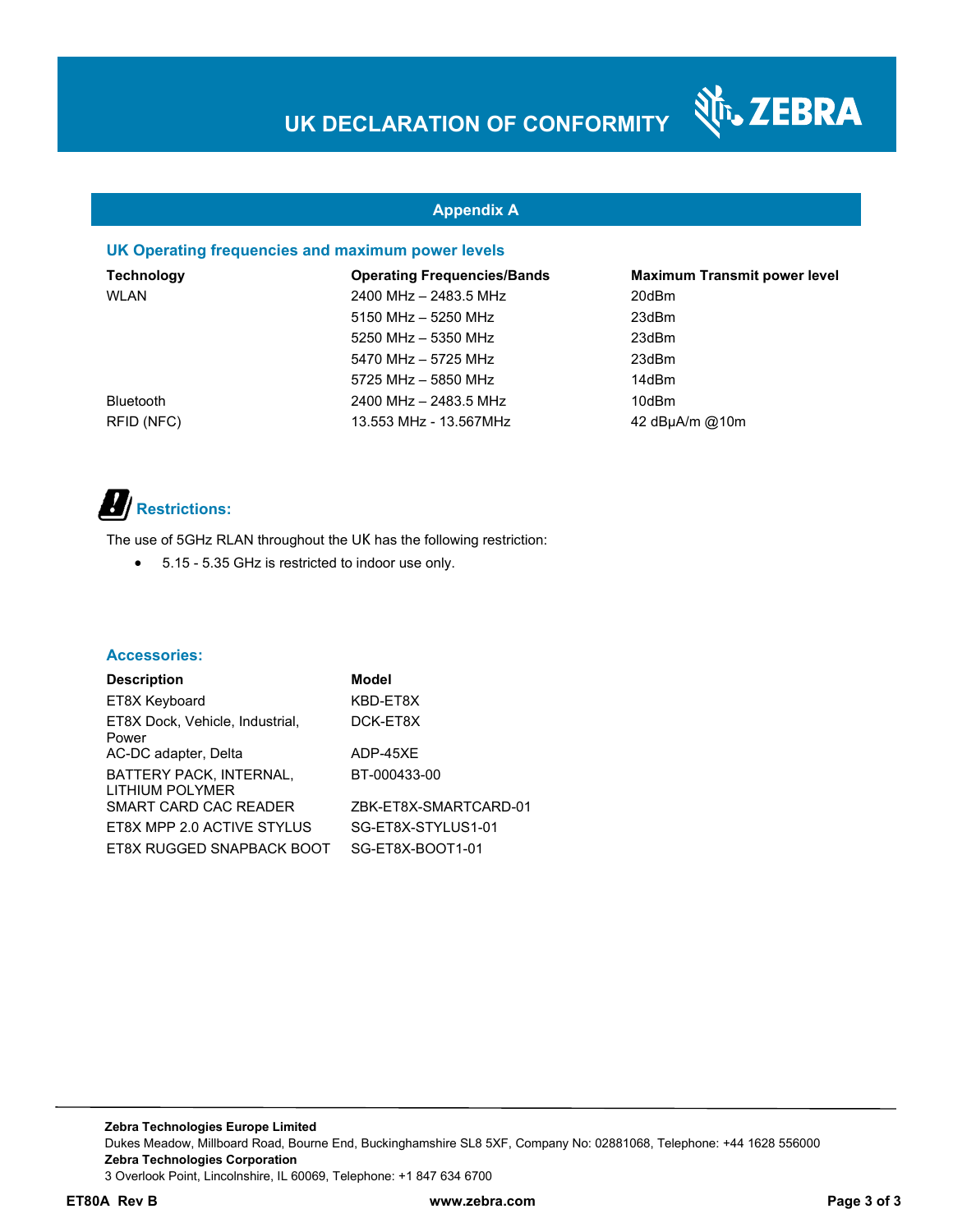# UK DECLARATION OF CONFORMITY

## Appendix A

### UK Operating frequencies and maximum power levels

| Technology | Operating Frequencies/Bands | Maximum Transmit power level |
| --- | --- | --- |
| WLAN | 2400 MHz – 2483.5 MHz | 20dBm |
| | 5150 MHz – 5250 MHz | 23dBm |
| | 5250 MHz – 5350 MHz | 23dBm |
| | 5470 MHz – 5725 MHz | 23dBm |
| | 5725 MHz – 5850 MHz | 14dBm |
| Bluetooth | 2400 MHz – 2483.5 MHz | 10dBm |
| RFID (NFC) | 13.553 MHz - 13.567MHz | 42 dBμA/m @10m |

### Restrictions:

The use of 5GHz RLAN throughout the UK has the following restriction:

- 5.15 - 5.35 GHz is restricted to indoor use only.

### Accessories:

| Description | Model |
| --- | --- |
| ET8X Keyboard | KBD-ET8X |
| ET8X Dock, Vehicle, Industrial, Power | DCK-ET8X |
| AC-DC adapter, Delta | ADP-45XE |
| BATTERY PACK, INTERNAL, LITHIUM POLYMER | BT-000433-00 |
| SMART CARD CAC READER | ZBK-ET8X-SMARTCARD-01 |
| ET8X MPP 2.0 ACTIVE STYLUS | SG-ET8X-STYLUS1-01 |
| ET8X RUGGED SNAPBACK BOOT | SG-ET8X-BOOT1-01 |

**Zebra Technologies Europe Limited**
Dukes Meadow, Millboard Road, Bourne End, Buckinghamshire SL8 5XF, Company No: 02881068, Telephone: +44 1628 556000
**Zebra Technologies Corporation**
3 Overlook Point, Lincolnshire, IL 60069, Telephone: +1 847 634 6700

**ET80A Rev B** **www.zebra.com**